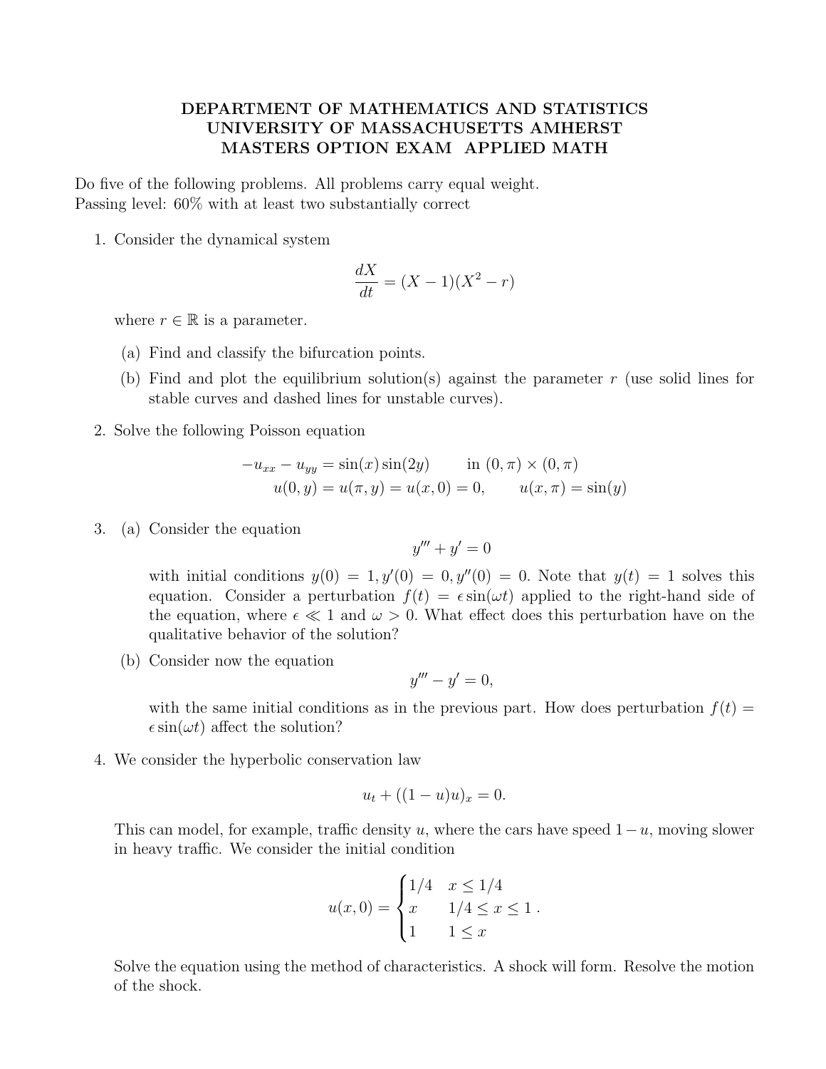# DEPARTMENT OF MATHEMATICS AND STATISTICS
# UNIVERSITY OF MASSACHUSETTS AMHERST
# MASTERS OPTION EXAM APPLIED MATH

Do five of the following problems. All problems carry equal weight.
Passing level: 60% with at least two substantially correct

1. Consider the dynamical system

$$\frac{dX}{dt} = (X-1)(X^2-r)$$

where $r \in \mathbb{R}$ is a parameter.

   (a) Find and classify the bifurcation points.

   (b) Find and plot the equilibrium solution(s) against the parameter $r$ (use solid lines for stable curves and dashed lines for unstable curves).

2. Solve the following Poisson equation

$$-u_{xx} - u_{yy} = \sin(x)\sin(2y) \qquad \text{in } (0,\pi)\times(0,\pi)$$
$$u(0,y) = u(\pi,y) = u(x,0) = 0, \qquad u(x,\pi) = \sin(y)$$

3. (a) Consider the equation

$$y''' + y' = 0$$

   with initial conditions $y(0) = 1, y'(0) = 0, y''(0) = 0$. Note that $y(t) = 1$ solves this equation. Consider a perturbation $f(t) = \epsilon \sin(\omega t)$ applied to the right-hand side of the equation, where $\epsilon \ll 1$ and $\omega > 0$. What effect does this perturbation have on the qualitative behavior of the solution?

   (b) Consider now the equation

$$y''' - y' = 0,$$

   with the same initial conditions as in the previous part. How does perturbation $f(t) = \epsilon \sin(\omega t)$ affect the solution?

4. We consider the hyperbolic conservation law

$$u_t + ((1-u)u)_x = 0.$$

This can model, for example, traffic density $u$, where the cars have speed $1-u$, moving slower in heavy traffic. We consider the initial condition

$$u(x,0) = \begin{cases} 1/4 & x \leq 1/4 \\ x & 1/4 \leq x \leq 1 \\ 1 & 1 \leq x \end{cases}.$$

Solve the equation using the method of characteristics. A shock will form. Resolve the motion of the shock.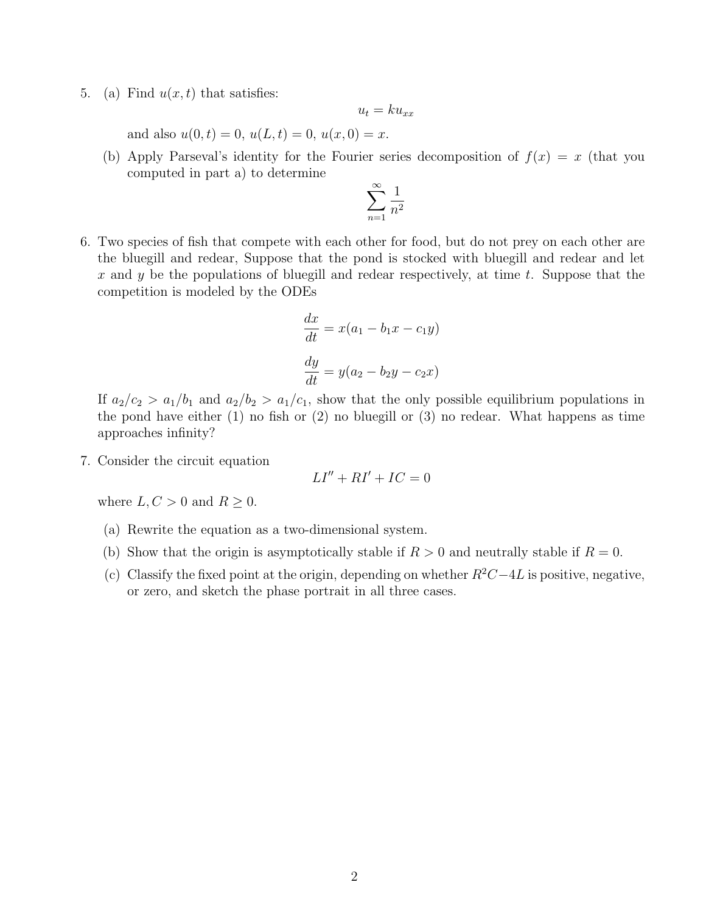5. (a) Find $u(x,t)$ that satisfies:

$$u_t = ku_{xx}$$

and also $u(0,t) = 0$, $u(L,t) = 0$, $u(x,0) = x$.

(b) Apply Parseval's identity for the Fourier series decomposition of $f(x) = x$ (that you computed in part a) to determine

$$\sum_{n=1}^{\infty} \frac{1}{n^2}$$

6. Two species of fish that compete with each other for food, but do not prey on each other are the bluegill and redear, Suppose that the pond is stocked with bluegill and redear and let $x$ and $y$ be the populations of bluegill and redear respectively, at time $t$. Suppose that the competition is modeled by the ODEs

$$\frac{dx}{dt} = x(a_1 - b_1 x - c_1 y)$$

$$\frac{dy}{dt} = y(a_2 - b_2 y - c_2 x)$$

If $a_2/c_2 > a_1/b_1$ and $a_2/b_2 > a_1/c_1$, show that the only possible equilibrium populations in the pond have either (1) no fish or (2) no bluegill or (3) no redear. What happens as time approaches infinity?

7. Consider the circuit equation

$$LI'' + RI' + IC = 0$$

where $L, C > 0$ and $R \geq 0$.

(a) Rewrite the equation as a two-dimensional system.

(b) Show that the origin is asymptotically stable if $R > 0$ and neutrally stable if $R = 0$.

(c) Classify the fixed point at the origin, depending on whether $R^2C - 4L$ is positive, negative, or zero, and sketch the phase portrait in all three cases.